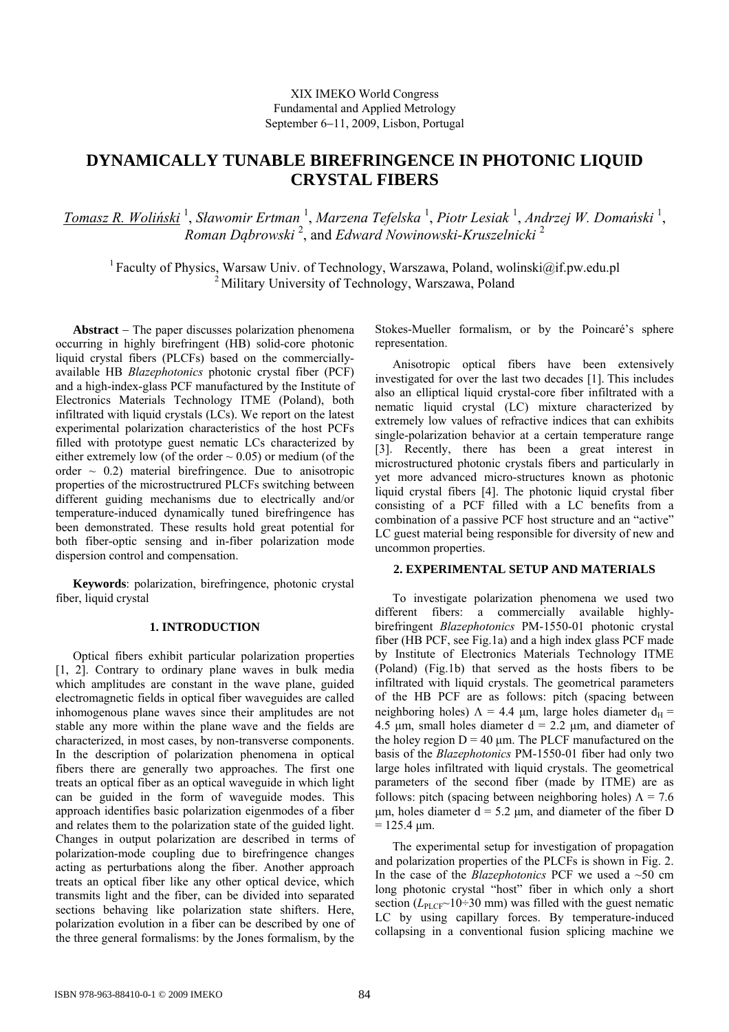XIX IMEKO World Congress
Fundamental and Applied Metrology
September 6−11, 2009, Lisbon, Portugal

# DYNAMICALLY TUNABLE BIREFRINGENCE IN PHOTONIC LIQUID CRYSTAL FIBERS

*Tomasz R. Woliński* [1], *Sławomir Ertman* [1], *Marzena Tefelska* [1], *Piotr Lesiak* [1], *Andrzej W. Domański* [1], *Roman Dąbrowski* [2], and *Edward Nowinowski-Kruszelnicki* [2]

[1] Faculty of Physics, Warsaw Univ. of Technology, Warszawa, Poland, wolinski@if.pw.edu.pl
[2] Military University of Technology, Warszawa, Poland

**Abstract** – The paper discusses polarization phenomena occurring in highly birefringent (HB) solid-core photonic liquid crystal fibers (PLCFs) based on the commercially-available HB *Blazephotonics* photonic crystal fiber (PCF) and a high-index-glass PCF manufactured by the Institute of Electronics Materials Technology ITME (Poland), both infiltrated with liquid crystals (LCs). We report on the latest experimental polarization characteristics of the host PCFs filled with prototype guest nematic LCs characterized by either extremely low (of the order ~ 0.05) or medium (of the order ~ 0.2) material birefringence. Due to anisotropic properties of the microstructrured PLCFs switching between different guiding mechanisms due to electrically and/or temperature-induced dynamically tuned birefringence has been demonstrated. These results hold great potential for both fiber-optic sensing and in-fiber polarization mode dispersion control and compensation.

**Keywords**: polarization, birefringence, photonic crystal fiber, liquid crystal

## 1. INTRODUCTION

Optical fibers exhibit particular polarization properties [1, 2]. Contrary to ordinary plane waves in bulk media which amplitudes are constant in the wave plane, guided electromagnetic fields in optical fiber waveguides are called inhomogenous plane waves since their amplitudes are not stable any more within the plane wave and the fields are characterized, in most cases, by non-transverse components. In the description of polarization phenomena in optical fibers there are generally two approaches. The first one treats an optical fiber as an optical waveguide in which light can be guided in the form of waveguide modes. This approach identifies basic polarization eigenmodes of a fiber and relates them to the polarization state of the guided light. Changes in output polarization are described in terms of polarization-mode coupling due to birefringence changes acting as perturbations along the fiber. Another approach treats an optical fiber like any other optical device, which transmits light and the fiber, can be divided into separated sections behaving like polarization state shifters. Here, polarization evolution in a fiber can be described by one of the three general formalisms: by the Jones formalism, by the Stokes-Mueller formalism, or by the Poincaré's sphere representation.

Anisotropic optical fibers have been extensively investigated for over the last two decades [1]. This includes also an elliptical liquid crystal-core fiber infiltrated with a nematic liquid crystal (LC) mixture characterized by extremely low values of refractive indices that can exhibits single-polarization behavior at a certain temperature range [3]. Recently, there has been a great interest in microstructured photonic crystals fibers and particularly in yet more advanced micro-structures known as photonic liquid crystal fibers [4]. The photonic liquid crystal fiber consisting of a PCF filled with a LC benefits from a combination of a passive PCF host structure and an "active" LC guest material being responsible for diversity of new and uncommon properties.

## 2. EXPERIMENTAL SETUP AND MATERIALS

To investigate polarization phenomena we used two different fibers: a commercially available highly-birefringent *Blazephotonics* PM-1550-01 photonic crystal fiber (HB PCF, see Fig.1a) and a high index glass PCF made by Institute of Electronics Materials Technology ITME (Poland) (Fig.1b) that served as the hosts fibers to be infiltrated with liquid crystals. The geometrical parameters of the HB PCF are as follows: pitch (spacing between neighboring holes) $\Lambda$ = 4.4 μm, large holes diameter $d_H$ = 4.5 μm, small holes diameter d = 2.2 μm, and diameter of the holey region D = 40 μm. The PLCF manufactured on the basis of the *Blazephotonics* PM-1550-01 fiber had only two large holes infiltrated with liquid crystals. The geometrical parameters of the second fiber (made by ITME) are as follows: pitch (spacing between neighboring holes) $\Lambda$ = 7.6 μm, holes diameter d = 5.2 μm, and diameter of the fiber D = 125.4 μm.

The experimental setup for investigation of propagation and polarization properties of the PLCFs is shown in Fig. 2. In the case of the *Blazephotonics* PCF we used a ~50 cm long photonic crystal "host" fiber in which only a short section ($L_{PLCF}$~10÷30 mm) was filled with the guest nematic LC by using capillary forces. By temperature-induced collapsing in a conventional fusion splicing machine we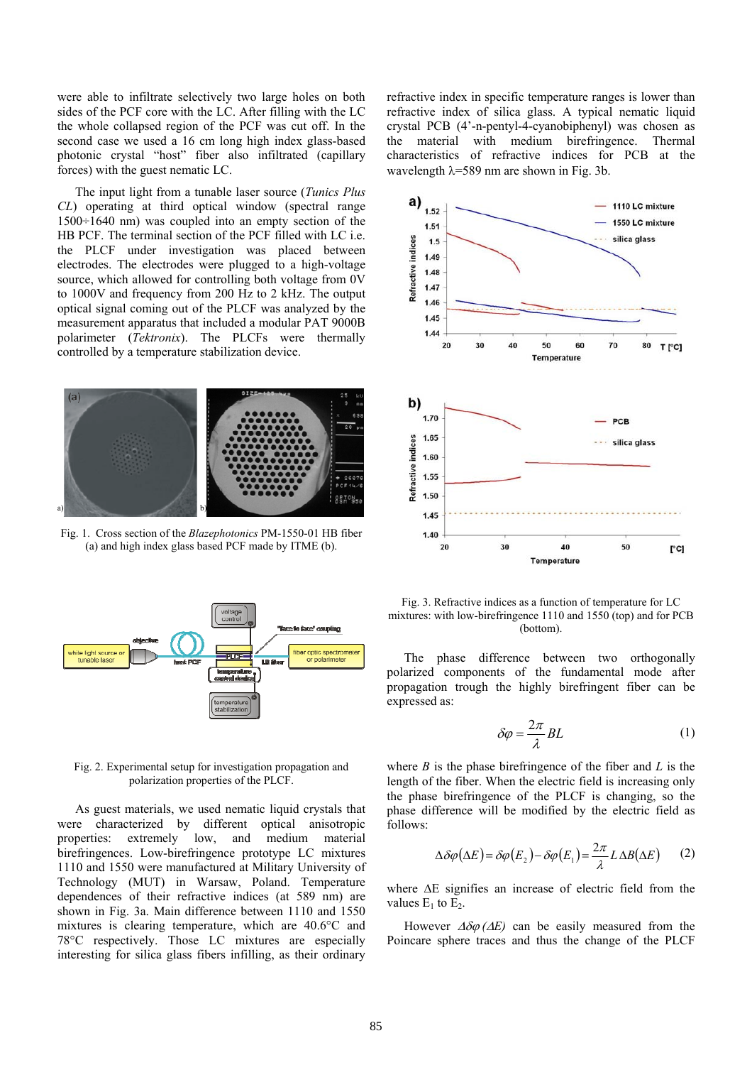were able to infiltrate selectively two large holes on both sides of the PCF core with the LC. After filling with the LC the whole collapsed region of the PCF was cut off. In the second case we used a 16 cm long high index glass-based photonic crystal "host" fiber also infiltrated (capillary forces) with the guest nematic LC.

The input light from a tunable laser source (*Tunics Plus CL*) operating at third optical window (spectral range 1500÷1640 nm) was coupled into an empty section of the HB PCF. The terminal section of the PCF filled with LC i.e. the PLCF under investigation was placed between electrodes. The electrodes were plugged to a high-voltage source, which allowed for controlling both voltage from 0V to 1000V and frequency from 200 Hz to 2 kHz. The output optical signal coming out of the PLCF was analyzed by the measurement apparatus that included a modular PAT 9000B polarimeter (*Tektronix*). The PLCFs were thermally controlled by a temperature stabilization device.

Fig. 1. Cross section of the *Blazephotonics* PM-1550-01 HB fiber (a) and high index glass based PCF made by ITME (b).

Fig. 2. Experimental setup for investigation propagation and polarization properties of the PLCF.

As guest materials, we used nematic liquid crystals that were characterized by different optical anisotropic properties: extremely low, and medium material birefringences. Low-birefringence prototype LC mixtures 1110 and 1550 were manufactured at Military University of Technology (MUT) in Warsaw, Poland. Temperature dependences of their refractive indices (at 589 nm) are shown in Fig. 3a. Main difference between 1110 and 1550 mixtures is clearing temperature, which are 40.6°C and 78°C respectively. Those LC mixtures are especially interesting for silica glass fibers infilling, as their ordinary refractive index in specific temperature ranges is lower than refractive index of silica glass. A typical nematic liquid crystal PCB (4'-n-pentyl-4-cyanobiphenyl) was chosen as the material with medium birefringence. Thermal characteristics of refractive indices for PCB at the wavelength λ=589 nm are shown in Fig. 3b.

Fig. 3. Refractive indices as a function of temperature for LC mixtures: with low-birefringence 1110 and 1550 (top) and for PCB (bottom).

The phase difference between two orthogonally polarized components of the fundamental mode after propagation trough the highly birefringent fiber can be expressed as:

$$\delta\varphi = \frac{2\pi}{\lambda} BL \qquad (1)$$

where $B$ is the phase birefringence of the fiber and $L$ is the length of the fiber. When the electric field is increasing only the phase birefringence of the PLCF is changing, so the phase difference will be modified by the electric field as follows:

$$\Delta\delta\varphi(\Delta E) = \delta\varphi(E_2) - \delta\varphi(E_1) = \frac{2\pi}{\lambda} L \Delta B(\Delta E) \qquad (2)$$

where $\Delta E$ signifies an increase of electric field from the values $E_1$ to $E_2$.

However $\Delta\delta\varphi(\Delta E)$ can be easily measured from the Poincare sphere traces and thus the change of the PLCF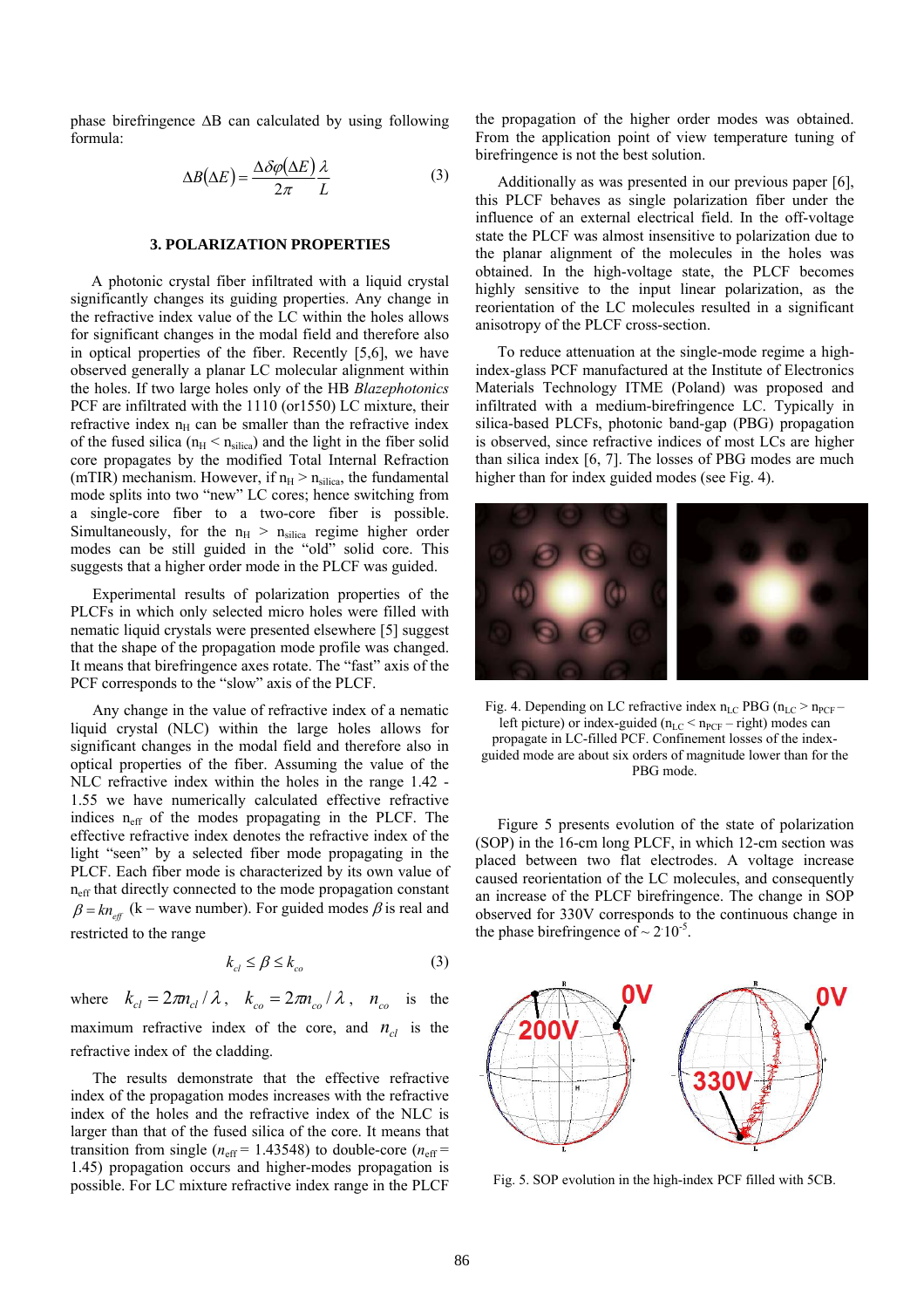phase birefringence ΔB can calculated by using following formula:

$$\Delta B(\Delta E) = \frac{\Delta\delta\varphi(\Delta E)}{2\pi}\frac{\lambda}{L} \tag{3}$$

## 3. POLARIZATION PROPERTIES

A photonic crystal fiber infiltrated with a liquid crystal significantly changes its guiding properties. Any change in the refractive index value of the LC within the holes allows for significant changes in the modal field and therefore also in optical properties of the fiber. Recently [5,6], we have observed generally a planar LC molecular alignment within the holes. If two large holes only of the HB *Blazephotonics* PCF are infiltrated with the 1110 (or1550) LC mixture, their refractive index $n_H$ can be smaller than the refractive index of the fused silica ($n_H < n_{silica}$) and the light in the fiber solid core propagates by the modified Total Internal Refraction (mTIR) mechanism. However, if $n_H > n_{silica}$, the fundamental mode splits into two "new" LC cores; hence switching from a single-core fiber to a two-core fiber is possible. Simultaneously, for the $n_H > n_{silica}$ regime higher order modes can be still guided in the "old" solid core. This suggests that a higher order mode in the PLCF was guided.

Experimental results of polarization properties of the PLCFs in which only selected micro holes were filled with nematic liquid crystals were presented elsewhere [5] suggest that the shape of the propagation mode profile was changed. It means that birefringence axes rotate. The "fast" axis of the PCF corresponds to the "slow" axis of the PLCF.

Any change in the value of refractive index of a nematic liquid crystal (NLC) within the large holes allows for significant changes in the modal field and therefore also in optical properties of the fiber. Assuming the value of the NLC refractive index within the holes in the range 1.42 - 1.55 we have numerically calculated effective refractive indices $n_{eff}$ of the modes propagating in the PLCF. The effective refractive index denotes the refractive index of the light "seen" by a selected fiber mode propagating in the PLCF. Each fiber mode is characterized by its own value of $n_{eff}$ that directly connected to the mode propagation constant $\beta = kn_{eff}$ (k – wave number). For guided modes $\beta$ is real and restricted to the range

$$k_{cl} \le \beta \le k_{co} \tag{3}$$

where $k_{cl} = 2\pi n_{cl}/\lambda$, $k_{co} = 2\pi n_{co}/\lambda$, $n_{co}$ is the maximum refractive index of the core, and $n_{cl}$ is the refractive index of the cladding.

The results demonstrate that the effective refractive index of the propagation modes increases with the refractive index of the holes and the refractive index of the NLC is larger than that of the fused silica of the core. It means that transition from single ($n_{eff}$ = 1.43548) to double-core ($n_{eff}$ = 1.45) propagation occurs and higher-modes propagation is possible. For LC mixture refractive index range in the PLCF the propagation of the higher order modes was obtained. From the application point of view temperature tuning of birefringence is not the best solution.

Additionally as was presented in our previous paper [6], this PLCF behaves as single polarization fiber under the influence of an external electrical field. In the off-voltage state the PLCF was almost insensitive to polarization due to the planar alignment of the molecules in the holes was obtained. In the high-voltage state, the PLCF becomes highly sensitive to the input linear polarization, as the reorientation of the LC molecules resulted in a significant anisotropy of the PLCF cross-section.

To reduce attenuation at the single-mode regime a high-index-glass PCF manufactured at the Institute of Electronics Materials Technology ITME (Poland) was proposed and infiltrated with a medium-birefringence LC. Typically in silica-based PLCFs, photonic band-gap (PBG) propagation is observed, since refractive indices of most LCs are higher than silica index [6, 7]. The losses of PBG modes are much higher than for index guided modes (see Fig. 4).

Fig. 4. Depending on LC refractive index $n_{LC}$ PBG ($n_{LC} > n_{PCF}$ – left picture) or index-guided ($n_{LC} < n_{PCF}$ – right) modes can propagate in LC-filled PCF. Confinement losses of the index-guided mode are about six orders of magnitude lower than for the PBG mode.

Figure 5 presents evolution of the state of polarization (SOP) in the 16-cm long PLCF, in which 12-cm section was placed between two flat electrodes. A voltage increase caused reorientation of the LC molecules, and consequently an increase of the PLCF birefringence. The change in SOP observed for 330V corresponds to the continuous change in the phase birefringence of ~ $2 \cdot 10^{-5}$.

Fig. 5. SOP evolution in the high-index PCF filled with 5CB.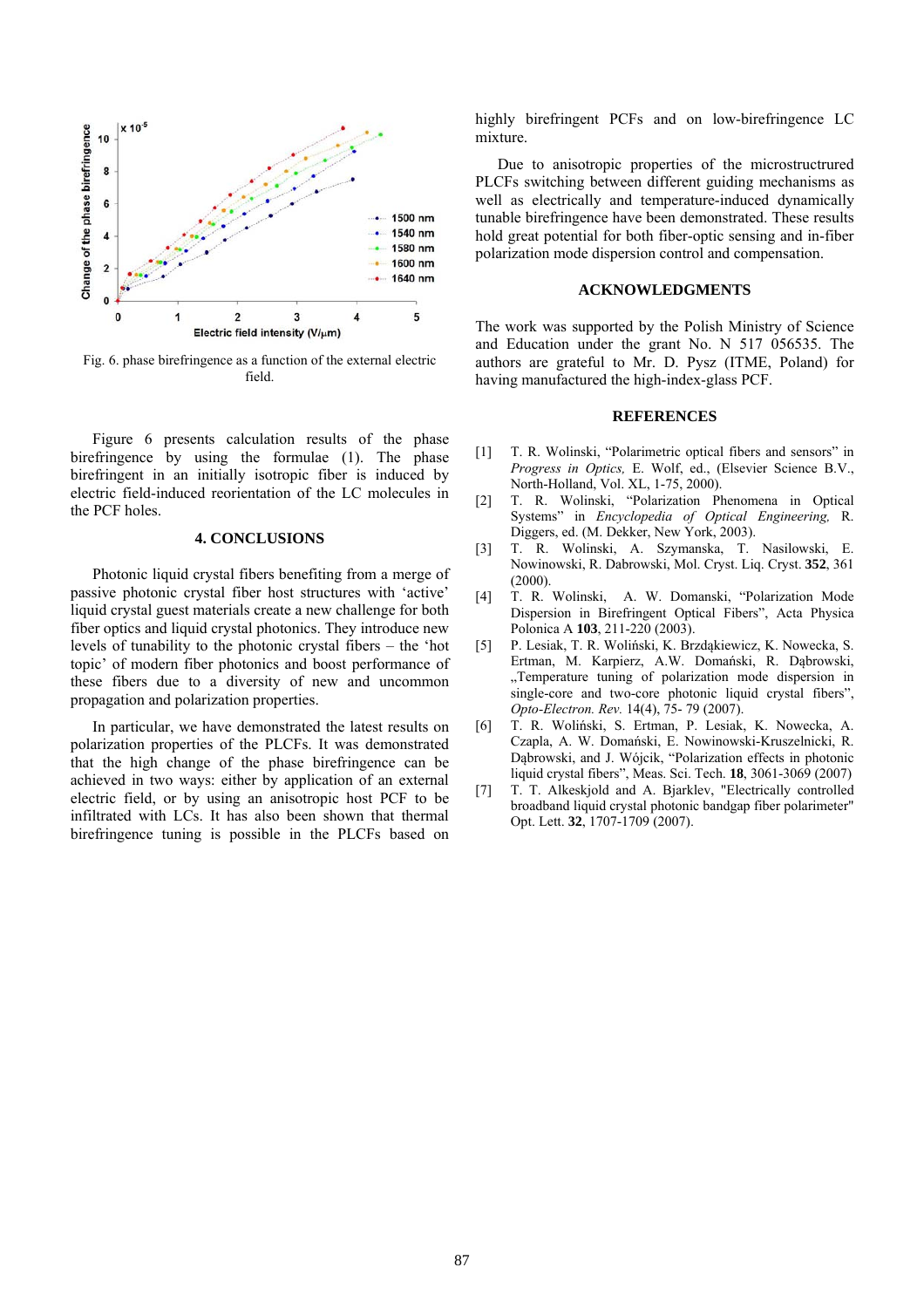Change of the phase birefringence

x 10$^{-5}$

10
8
6
4
2
0

0 1 2 3 4 5

Electric field intensity (V/μm)

1500 nm
1540 nm
1580 nm
1600 nm
1640 nm

Fig. 6. phase birefringence as a function of the external electric field.

Figure 6 presents calculation results of the phase birefringence by using the formulae (1). The phase birefringent in an initially isotropic fiber is induced by electric field-induced reorientation of the LC molecules in the PCF holes.

## 4. CONCLUSIONS

Photonic liquid crystal fibers benefiting from a merge of passive photonic crystal fiber host structures with 'active' liquid crystal guest materials create a new challenge for both fiber optics and liquid crystal photonics. They introduce new levels of tunability to the photonic crystal fibers – the 'hot topic' of modern fiber photonics and boost performance of these fibers due to a diversity of new and uncommon propagation and polarization properties.

In particular, we have demonstrated the latest results on polarization properties of the PLCFs. It was demonstrated that the high change of the phase birefringence can be achieved in two ways: either by application of an external electric field, or by using an anisotropic host PCF to be infiltrated with LCs. It has also been shown that thermal birefringence tuning is possible in the PLCFs based on highly birefringent PCFs and on low-birefringence LC mixture.

Due to anisotropic properties of the microstructured PLCFs switching between different guiding mechanisms as well as electrically and temperature-induced dynamically tunable birefringence have been demonstrated. These results hold great potential for both fiber-optic sensing and in-fiber polarization mode dispersion control and compensation.

## ACKNOWLEDGMENTS

The work was supported by the Polish Ministry of Science and Education under the grant No. N 517 056535. The authors are grateful to Mr. D. Pysz (ITME, Poland) for having manufactured the high-index-glass PCF.

## REFERENCES

[1] T. R. Wolinski, "Polarimetric optical fibers and sensors" in *Progress in Optics,* E. Wolf, ed., (Elsevier Science B.V., North-Holland, Vol. XL, 1-75, 2000).

[2] T. R. Wolinski, "Polarization Phenomena in Optical Systems" in *Encyclopedia of Optical Engineering,* R. Diggers, ed. (M. Dekker, New York, 2003).

[3] T. R. Wolinski, A. Szymanska, T. Nasilowski, E. Nowinowski, R. Dabrowski, Mol. Cryst. Liq. Cryst. **352**, 361 (2000).

[4] T. R. Wolinski, A. W. Domanski, "Polarization Mode Dispersion in Birefringent Optical Fibers", Acta Physica Polonica A **103**, 211-220 (2003).

[5] P. Lesiak, T. R. Woliński, K. Brzdąkiewicz, K. Nowecka, S. Ertman, M. Karpierz, A.W. Domański, R. Dąbrowski, „Temperature tuning of polarization mode dispersion in single-core and two-core photonic liquid crystal fibers", *Opto-Electron. Rev.* 14(4), 75- 79 (2007).

[6] T. R. Woliński, S. Ertman, P. Lesiak, K. Nowecka, A. Czapla, A. W. Domański, E. Nowinowski-Kruszelnicki, R. Dąbrowski, and J. Wójcik, "Polarization effects in photonic liquid crystal fibers", Meas. Sci. Tech. **18**, 3061-3069 (2007)

[7] T. T. Alkeskjold and A. Bjarklev, "Electrically controlled broadband liquid crystal photonic bandgap fiber polarimeter" Opt. Lett. **32**, 1707-1709 (2007).